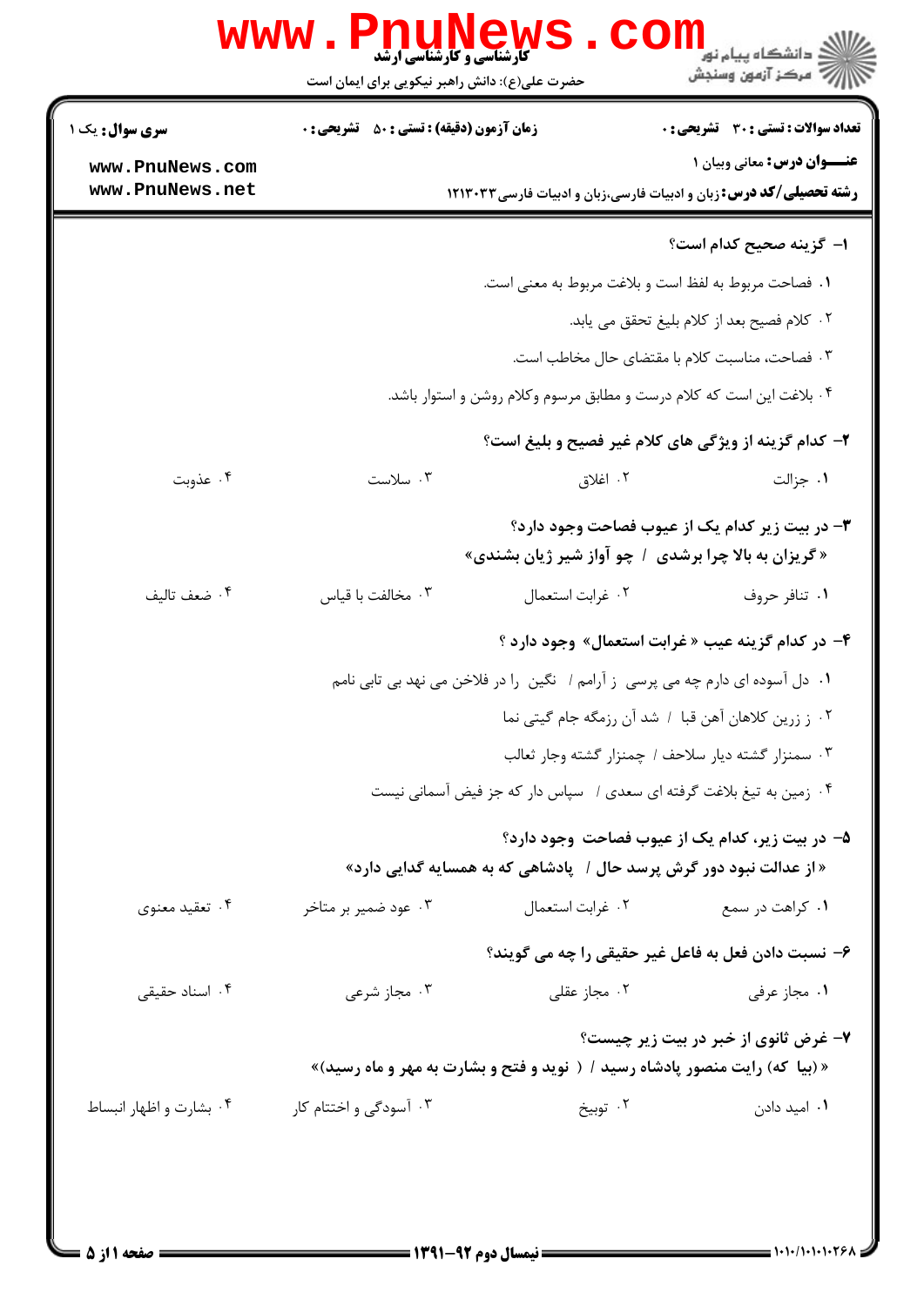کارشناسی و کارشناسی ارشد

حضرت علی(ع): دانش راهبر نیکویی برای ایمان است

دانشگاه پیام نور
مرکز آزمون وسنجش

**سری سوال:** یک ۱

**زمان آزمون (دقیقه) : تستی : ۵۰ تشریحی : ۰**

**تعداد سوالات : تستی : ۳۰ تشریحی : ۰**

**عنـــوان درس:** معانی وبیان ۱

**رشته تحصیلی/کد درس:** زبان و ادبیات فارسی،زبان و ادبیات فارسی۱۲۱۳۰۳۳

**۱- گزینه صحیح کدام است؟**

۱. فصاحت مربوط به لفظ است و بلاغت مربوط به معنی است.

۲. کلام فصیح بعد از کلام بلیغ تحقق می یابد.

۳. فصاحت، مناسبت کلام با مقتضای حال مخاطب است.

۴. بلاغت این است که کلام درست و مطابق مرسوم وکلام روشن و استوار باشد.

**۲- کدام گزینه از ویژگی های کلام غیر فصیح و بلیغ است؟**

۱. جزالت
۲. اغلاق
۳. سلاست
۴. عذوبت

**۳- در بیت زیر کدام یک از عیوب فصاحت وجود دارد؟**

**«گریزان به بالا چرا برشدی / چو آواز شیر ژیان بشندی»**

۱. تنافر حروف
۲. غرابت استعمال
۳. مخالفت با قیاس
۴. ضعف تالیف

**۴- در کدام گزینه عیب « غرابت استعمال» وجود دارد ؟**

۱. دل آسوده ای دارم چه می پرسی ز آرامم / نگین را در فلاخن می نهد بی تابی نامم

۲. ز زرین کلاهان آهن قبا / شد آن رزمگه جام گیتی نما

۳. سمنزار گشته دیار سلاحف / چمنزار گشته وجار ثعالب

۴. زمین به تیغ بلاغت گرفته ای سعدی / سپاس دار که جز فیض آسمانی نیست

**۵- در بیت زیر، کدام یک از عیوب فصاحت وجود دارد؟**

**«از عدالت نبود دور گرش پرسد حال / پادشاهی که به همسایه گدایی دارد»**

۱. کراهت در سمع
۲. غرابت استعمال
۳. عود ضمیر بر متاخر
۴. تعقید معنوی

**۶- نسبت دادن فعل به فاعل غیر حقیقی را چه می گویند؟**

۱. مجاز عرفی
۲. مجاز عقلی
۳. مجاز شرعی
۴. اسناد حقیقی

**۷- غرض ثانوی از خبر در بیت زیر چیست؟**

**«(بیا که) رایت منصور پادشاه رسید / ( نوید و فتح و بشارت به مهر و ماه رسید)»**

۱. امید دادن
۲. توبیخ
۳. آسودگی و اختتام کار
۴. بشارت و اظهار انبساط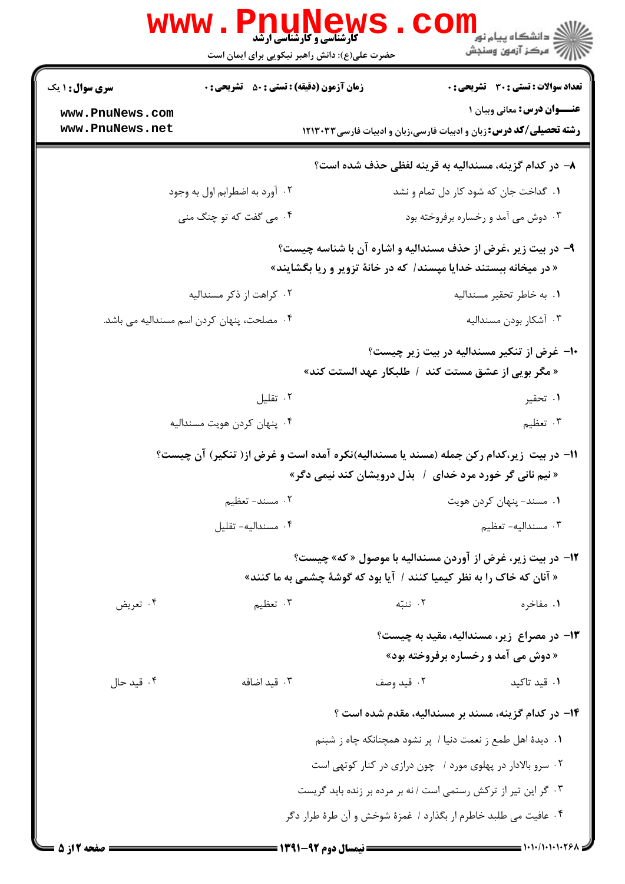**سری سوال: ۱ یک** | **زمان آزمون (دقیقه): تستی: ۵۰ تشریحی: ۰** | **تعداد سوالات: تستی: ۳۰ تشریحی: ۰**

**عنـــوان درس:** معانی وبیان ۱

**رشته تحصیلی/کد درس:** زبان و ادبیات فارسی،زبان و ادبیات فارسی۱۲۱۳۰۳۳

**۸- در کدام گزینه، مسندالیه به قرینه لفظی حذف شده است؟**

۱. گداخت جان که شود کار دل تمام و نشد

۲. آورد به اضطرابم اول به وجود

۳. دوش می آمد و رخساره برفروخته بود

۴. می گفت که تو چنگ منی

**۹- در بیت زیر ،غرض از حذف مسندالیه و اشاره آن با شناسه چیست؟**

**« در میخانه ببستند خدایا میسند/ که در خانهٔ تزویر و ریا بگشایند»**

۱. به خاطر تحقیر مسندالیه

۲. کراهت از ذکر مسندالیه

۳. آشکار بودن مسندالیه

۴. مصلحت، پنهان کردن اسم مسندالیه می باشد.

**۱۰- غرض از تنکیر مسندالیه در بیت زیر چیست؟**

**« مگر بویی از عشق مستت کند / طلبکار عهد الستت کند»**

۱. تحقیر

۲. تقلیل

۳. تعظیم

۴. پنهان کردن هویت مسندالیه

**۱۱- در بیت زیر،کدام رکن جمله (مسند یا مسندالیه)نکره آمده است و غرض از( تنکیر) آن چیست؟**

**« نیم نانی گر خورد مرد خدای / بذل درویشان کند نیمی دگر»**

۱. مسند- پنهان کردن هویت

۲. مسند- تعظیم

۳. مسندالیه- تعظیم

۴. مسندالیه- تقلیل

**۱۲- در بیت زیر، غرض از آوردن مسندالیه با موصول « که» چیست؟**

**« آنان که خاک را به نظر کیمیا کنند / آیا بود که گوشهٔ چشمی به ما کنند»**

۱. مفاخره

۲. تنبّه

۳. تعظیم

۴. تعریض

**۱۳- در مصراع زیر، مسندالیه، مقید به چیست؟**

**« دوش می آمد و رخساره برفروخته بود»**

۱. قید تاکید

۲. قید وصف

۳. قید اضافه

۴. قید حال

**۱۴- در کدام گزینه، مسند بر مسندالیه، مقدم شده است ؟**

۱. دیدهٔ اهل طمع ز نعمت دنیا / پر نشود همچنانکه چاه ز شبنم

۲. سرو بالادار در پهلوی مورد / چون درازی در کنار کوتهی است

۳. گر این تیر از ترکش رستمی است / نه بر مرده بر زنده باید گریست

۴. عافیت می طلبد خاطرم ار بگذارد / غمزهٔ شوخش و آن طرهٔ طرار دگر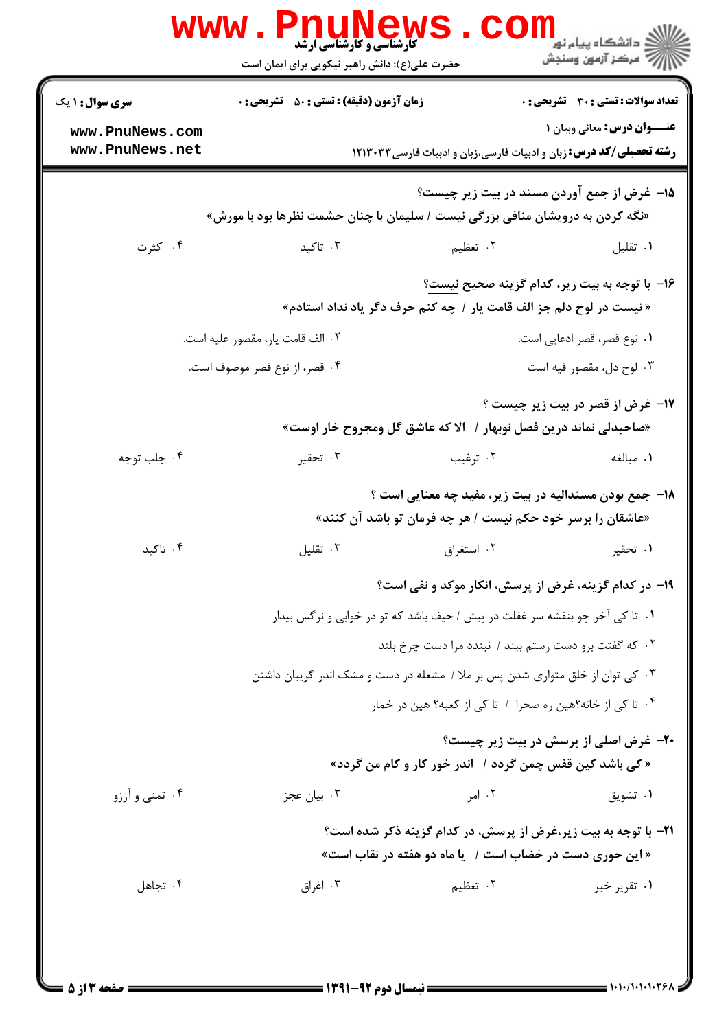۱۵- غرض از جمع آوردن مسند در بیت زیر چیست؟

«نگه کردن به درویشان منافی بزرگی نیست / سلیمان با چنان حشمت نظرها بود با مورش»

۱. تقلیل ۲. تعظیم ۳. تاکید ۴. کثرت

۱۶- با توجه به بیت زیر، کدام گزینه صحیح نیست؟

« نیست در لوح دلم جز الف قامت یار / چه کنم حرف دگر یاد نداد استادم»

۱. نوع قصر، قصر ادعایی است.
۲. الف قامت یار، مقصور علیه است.
۳. لوح دل، مقصور فیه است
۴. قصر، از نوع قصر موصوف است.

۱۷- غرض از قصر در بیت زیر چیست ؟

«صاحبدلی نماند درین فصل نوبهار / الا که عاشق گل ومجروح خار اوست»

۱. مبالغه ۲. ترغیب ۳. تحقیر ۴. جلب توجه

۱۸- جمع بودن مسندالیه در بیت زیر، مفید چه معنایی است ؟

«عاشقان را برسر خود حکم نیست / هر چه فرمان تو باشد آن کنند»

۱. تحقیر ۲. استغراق ۳. تقلیل ۴. تاکید

۱۹- در کدام گزینه، غرض از پرسش، انکار موکد و نفی است؟

۱. تا کی آخر چو بنفشه سر غفلت در پیش / حیف باشد که تو در خوابی و نرگس بیدار
۲. که گفتت برو دست رستم ببند / نبندد مرا دست چرخ بلند
۳. کی توان از خلق متواری شدن پس بر ملا / مشعله در دست و مشک اندر گریبان داشتن
۴. تا کی از خانه؟هین ره صحرا / تا کی از کعبه؟ هین در خمار

۲۰- غرض اصلی از پرسش در بیت زیر چیست؟

«کی باشد کین قفس چمن گردد / اندر خور کار و کام من گردد»

۱. تشویق ۲. امر ۳. بیان عجز ۴. تمنی و آرزو

۲۱- با توجه به بیت زیر،غرض از پرسش، در کدام گزینه ذکر شده است؟

«این حوری دست در خضاب است / یا ماه دو هفته در نقاب است»

۱. تقریر خبر ۲. تعظیم ۳. اغراق ۴. تجاهل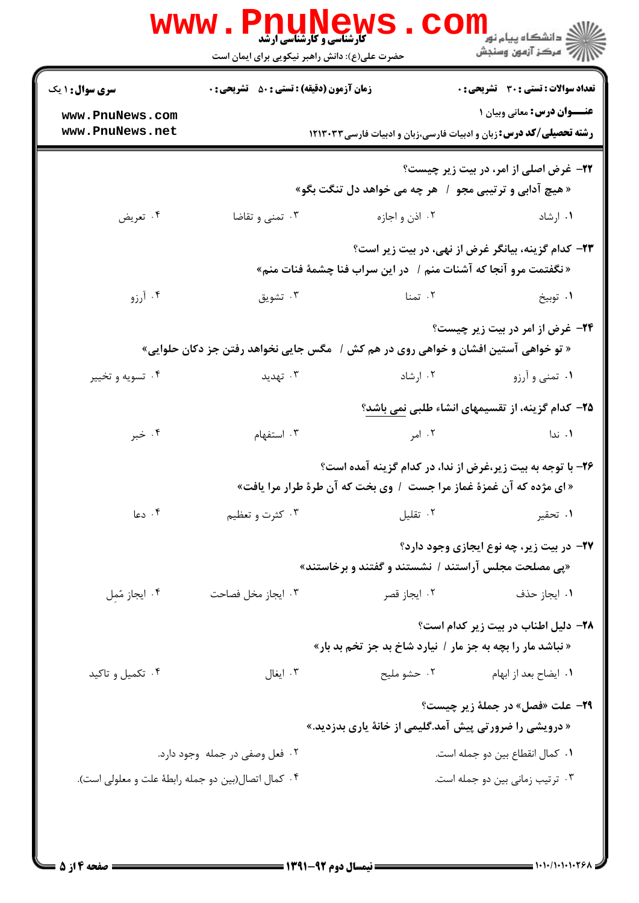۲۲- غرض اصلی از امر، در بیت زیر چیست؟

«هیچ آدابی و ترتیبی مجو / هر چه می خواهد دل تنگت بگو»

۱. ارشاد
۲. اذن و اجازه
۳. تمنی و تقاضا
۴. تعریض

۲۳- کدام گزینه، بیانگر غرض از نهی، در بیت زیر است؟

«نگفتمت مرو آنجا که آشنات منم / در این سراب فنا چشمهٔ فنات منم»

۱. توبیخ
۲. تمنا
۳. تشویق
۴. آرزو

۲۴- غرض از امر در بیت زیر چیست؟

«تو خواهی آستین افشان و خواهی روی در هم کش / مگس جایی نخواهد رفتن جز دکان حلوایی»

۱. تمنی و آرزو
۲. ارشاد
۳. تهدید
۴. تسویه و تخییر

۲۵- کدام گزینه، از تقسیمهای انشاء طلبی نمی باشد؟

۱. ندا
۲. امر
۳. استفهام
۴. خبر

۲۶- با توجه به بیت زیر،غرض از ندا، در کدام گزینه آمده است؟

«ای مژده که آن غمزهٔ غماز مرا جست / وی بخت که آن طرهٔ طرار مرا یافت»

۱. تحقیر
۲. تقلیل
۳. کثرت و تعظیم
۴. دعا

۲۷- در بیت زیر، چه نوع ایجازی وجود دارد؟

«پی مصلحت مجلس آراستند / نشستند و گفتند و برخاستند»

۱. ایجاز حذف
۲. ایجاز قصر
۳. ایجاز مخل فصاحت
۴. ایجاز مُمِل

۲۸- دلیل اطناب در بیت زیر کدام است؟

«نباشد مار را بچه به جز مار / نیارد شاخ بد جز تخم بد بار»

۱. ایضاح بعد از ابهام
۲. حشو ملیح
۳. ایغال
۴. تکمیل و تاکید

۲۹- علت «فصل» در جملهٔ زیر چیست؟

«درویشی را ضرورتی پیش آمد.گلیمی از خانهٔ یاری بدزدید.»

۱. کمال انقطاع بین دو جمله است.
۲. فعل وصفی در جمله وجود دارد.
۳. ترتیب زمانی بین دو جمله است.
۴. کمال اتصال(بین دو جمله رابطهٔ علت و معلولی است).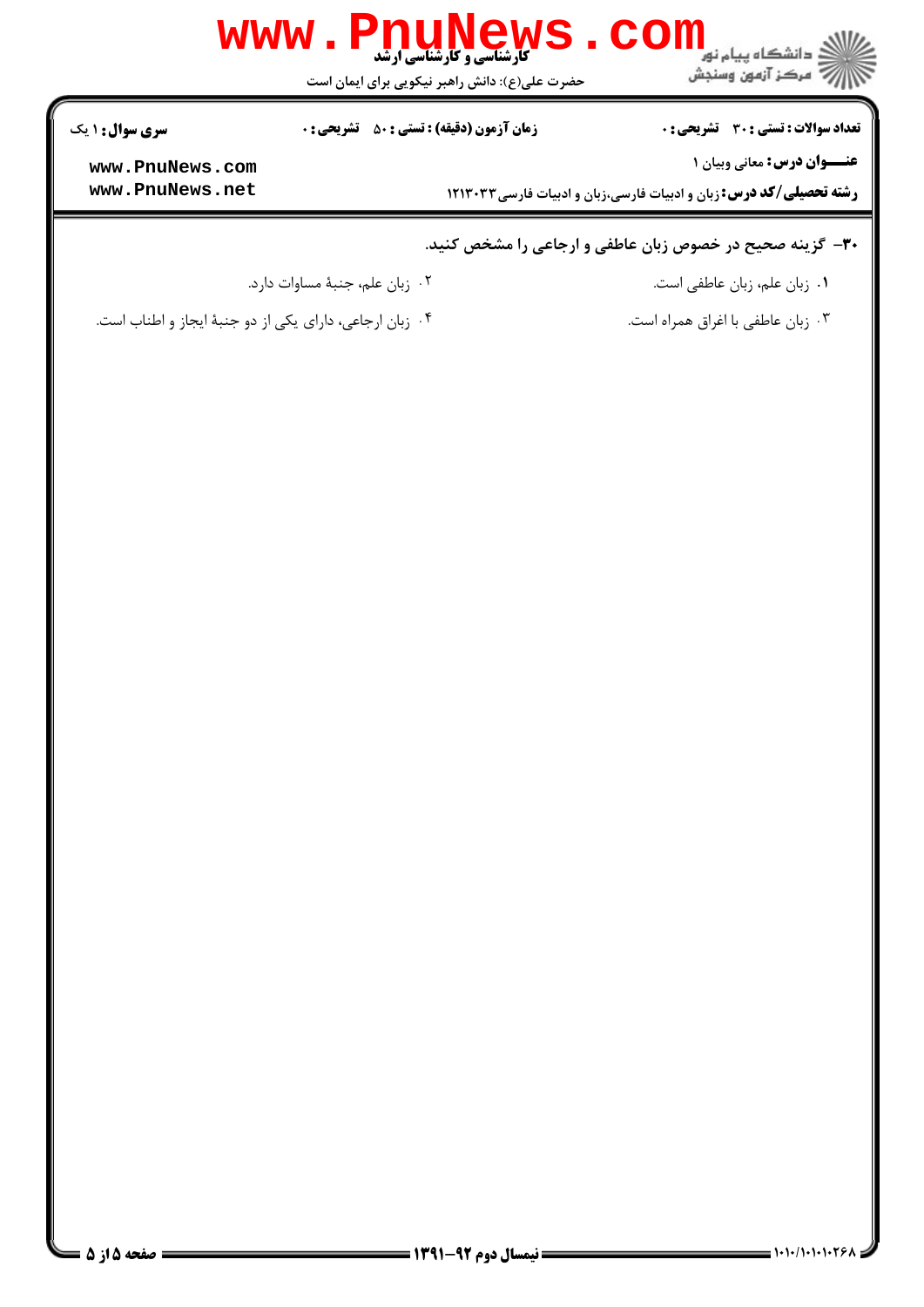**۳۰- گزینه صحیح در خصوص زبان عاطفی و ارجاعی را مشخص کنید.**

۱. زبان علم، زبان عاطفی است.

۲. زبان علم، جنبهٔ مساوات دارد.

۳. زبان عاطفی با اغراق همراه است.

۴. زبان ارجاعی، دارای یکی از دو جنبهٔ ایجاز و اطناب است.